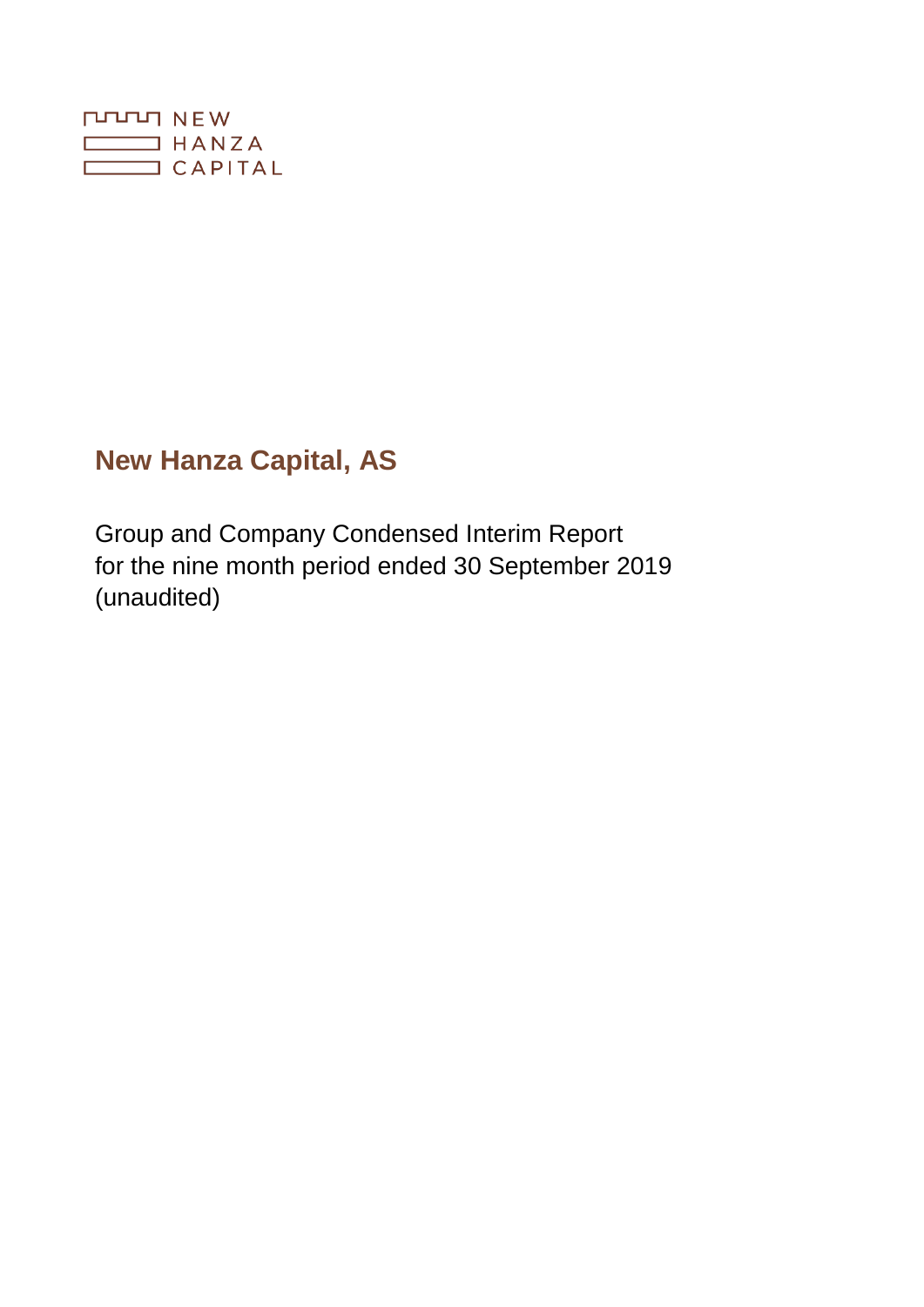NEW
HANZA
CAPITAL

# New Hanza Capital, AS

Group and Company Condensed Interim Report
for the nine month period ended 30 September 2019
(unaudited)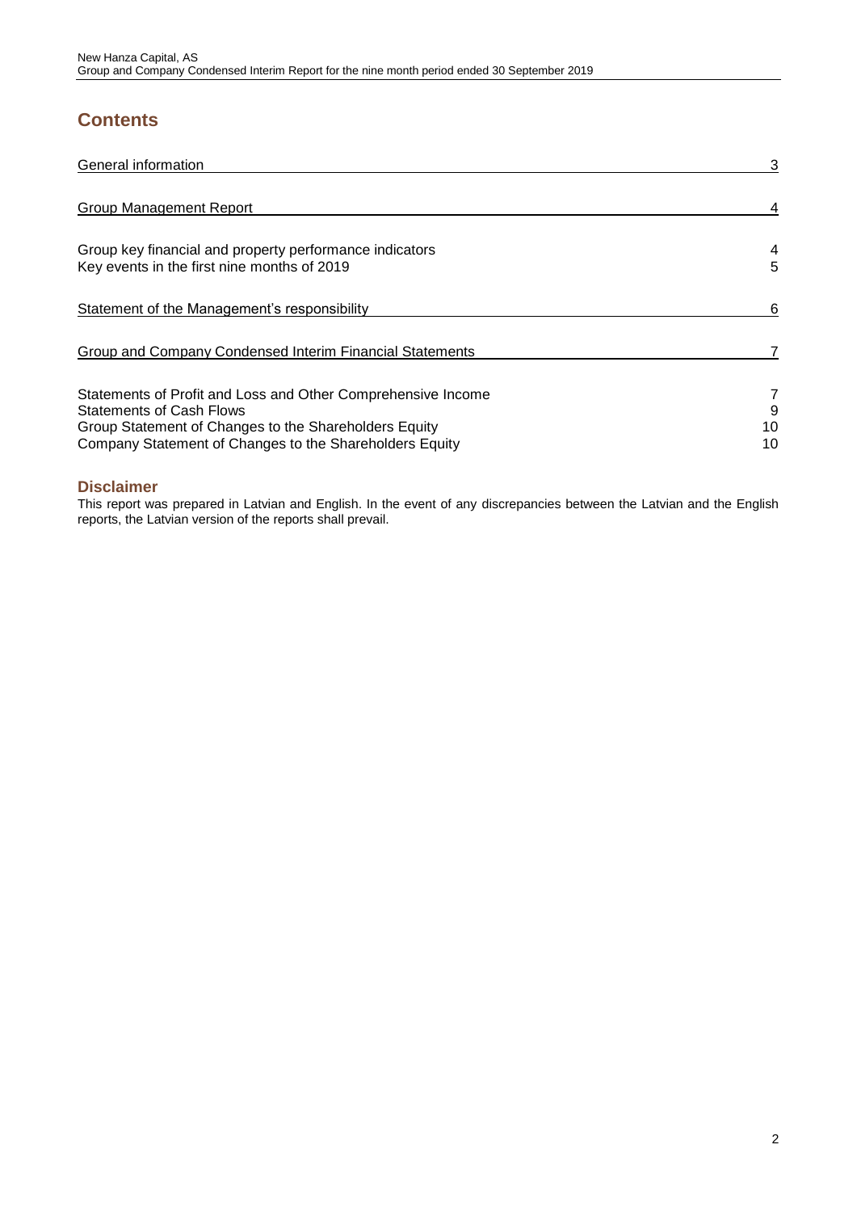## Contents

| | |
|---|---|
| General information | 3 |
| Group Management Report | 4 |
| Group key financial and property performance indicators | 4 |
| Key events in the first nine months of 2019 | 5 |
| Statement of the Management's responsibility | 6 |
| Group and Company Condensed Interim Financial Statements | 7 |
| Statements of Profit and Loss and Other Comprehensive Income | 7 |
| Statements of Cash Flows | 9 |
| Group Statement of Changes to the Shareholders Equity | 10 |
| Company Statement of Changes to the Shareholders Equity | 10 |

### Disclaimer

This report was prepared in Latvian and English. In the event of any discrepancies between the Latvian and the English reports, the Latvian version of the reports shall prevail.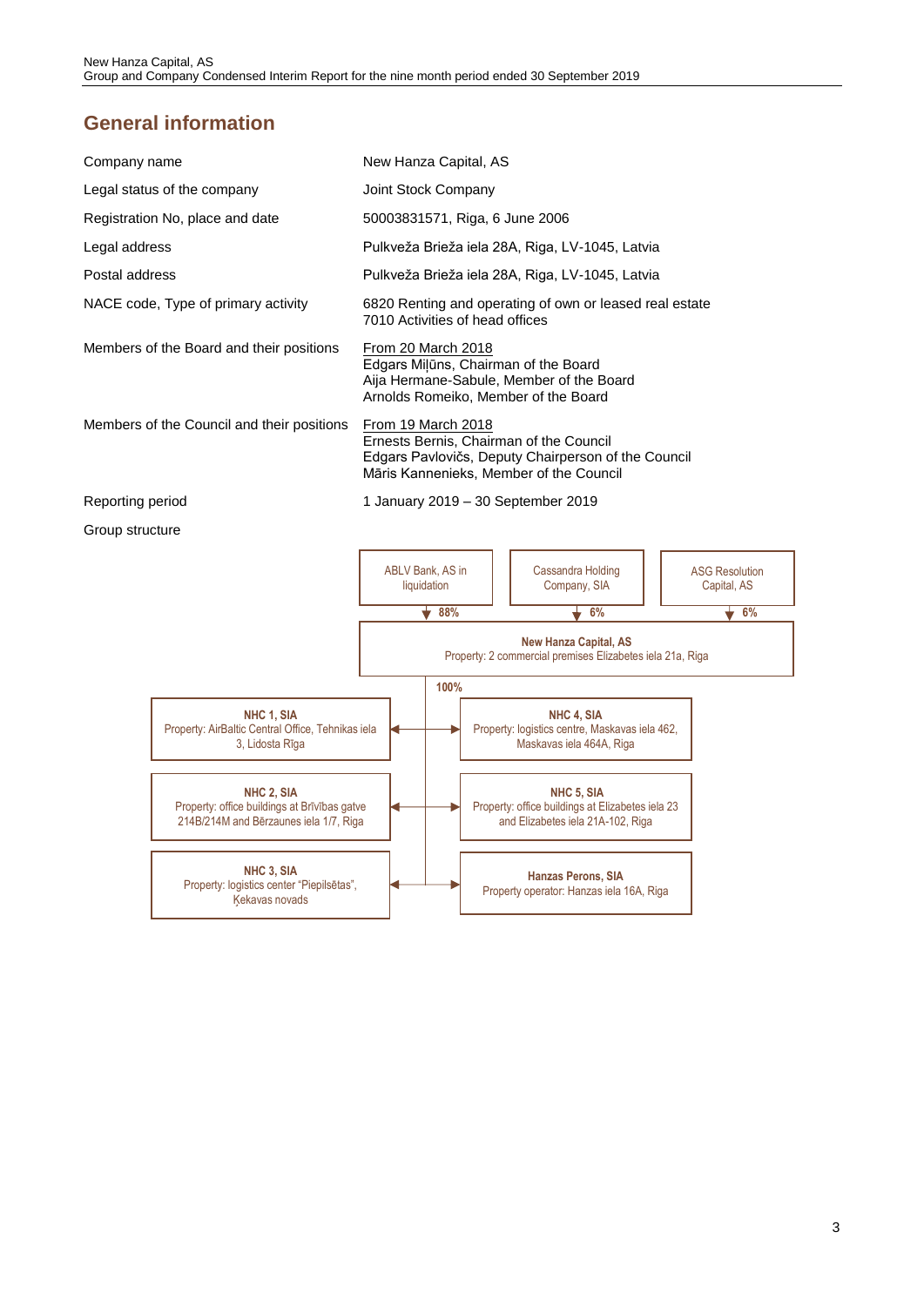## General information

| | |
|---|---|
| Company name | New Hanza Capital, AS |
| Legal status of the company | Joint Stock Company |
| Registration No, place and date | 50003831571, Riga, 6 June 2006 |
| Legal address | Pulkveža Brieža iela 28A, Riga, LV-1045, Latvia |
| Postal address | Pulkveža Brieža iela 28A, Riga, LV-1045, Latvia |
| NACE code, Type of primary activity | 6820 Renting and operating of own or leased real estate<br>7010 Activities of head offices |
| Members of the Board and their positions | From 20 March 2018<br>Edgars Miļūns, Chairman of the Board<br>Aija Hermane-Sabule, Member of the Board<br>Arnolds Romeiko, Member of the Board |
| Members of the Council and their positions | From 19 March 2018<br>Ernests Bernis, Chairman of the Council<br>Edgars Pavlovičs, Deputy Chairperson of the Council<br>Māris Kannenieks, Member of the Council |
| Reporting period | 1 January 2019 – 30 September 2019 |
| Group structure | |

Shareholders of New Hanza Capital, AS:

- ABLV Bank, AS in liquidation – 88%
- Cassandra Holding Company, SIA – 6%
- ASG Resolution Capital, AS – 6%

**New Hanza Capital, AS**
Property: 2 commercial premises Elizabetes iela 21a, Riga

Subsidiaries (100%):

- **NHC 1, SIA** – Property: AirBaltic Central Office, Tehnikas iela 3, Lidosta Rīga
- **NHC 2, SIA** – Property: office buildings at Brīvības gatve 214B/214M and Bērzaunes iela 1/7, Riga
- **NHC 3, SIA** – Property: logistics center "Piepilsētas", Ķekavas novads
- **NHC 4, SIA** – Property: logistics centre, Maskavas iela 462, Maskavas iela 464A, Riga
- **NHC 5, SIA** – Property: office buildings at Elizabetes iela 23 and Elizabetes iela 21A-102, Riga
- **Hanzas Perons, SIA** – Property operator: Hanzas iela 16A, Riga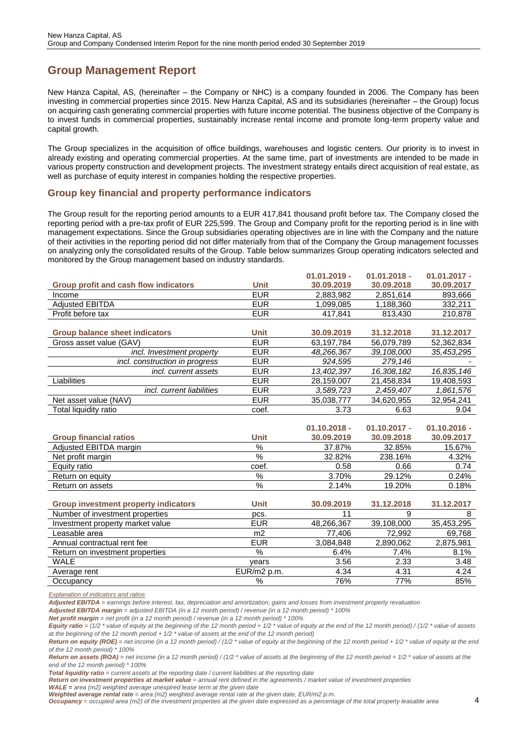# Group Management Report

New Hanza Capital, AS, (hereinafter – the Company or NHC) is a company founded in 2006. The Company has been investing in commercial properties since 2015. New Hanza Capital, AS and its subsidiaries (hereinafter – the Group) focus on acquiring cash generating commercial properties with future income potential. The business objective of the Company is to invest funds in commercial properties, sustainably increase rental income and promote long-term property value and capital growth.

The Group specializes in the acquisition of office buildings, warehouses and logistic centers. Our priority is to invest in already existing and operating commercial properties. At the same time, part of investments are intended to be made in various property construction and development projects. The investment strategy entails direct acquisition of real estate, as well as purchase of equity interest in companies holding the respective properties.

## Group key financial and property performance indicators

The Group result for the reporting period amounts to a EUR 417,841 thousand profit before tax. The Company closed the reporting period with a pre-tax profit of EUR 225,599. The Group and Company profit for the reporting period is in line with management expectations. Since the Group subsidiaries operating objectives are in line with the Company and the nature of their activities in the reporting period did not differ materially from that of the Company the Group management focusses on analyzing only the consolidated results of the Group. Table below summarizes Group operating indicators selected and monitored by the Group management based on industry standards.

| **Group profit and cash flow indicators** | **Unit** | **01.01.2019 - 30.09.2019** | **01.01.2018 - 30.09.2018** | **01.01.2017 - 30.09.2017** |
|---|---|---|---|---|
| Income | EUR | 2,883,982 | 2,851,614 | 893,666 |
| Adjusted EBITDA | EUR | 1,099,085 | 1,188,360 | 332,211 |
| Profit before tax | EUR | 417,841 | 813,430 | 210,878 |
| **Group balance sheet indicators** | **Unit** | **30.09.2019** | **31.12.2018** | **31.12.2017** |
| Gross asset value (GAV) | EUR | 63,197,784 | 56,079,789 | 52,362,834 |
| *incl. Investment property* | EUR | *48,266,367* | *39,108,000* | *35,453,295* |
| *incl. construction in progress* | EUR | *924,595* | *279,146* | - |
| *incl. current assets* | EUR | *13,402,397* | *16,308,182* | *16,835,146* |
| Liabilities | EUR | 28,159,007 | 21,458,834 | 19,408,593 |
| *incl. current liabilities* | EUR | *3,589,723* | *2,459,407* | *1,861,576* |
| Net asset value (NAV) | EUR | 35,038,777 | 34,620,955 | 32,954,241 |
| Total liquidity ratio | coef. | 3.73 | 6.63 | 9.04 |

| **Group financial ratios** | **Unit** | **01.10.2018 - 30.09.2019** | **01.10.2017 - 30.09.2018** | **01.10.2016 - 30.09.2017** |
|---|---|---|---|---|
| Adjusted EBITDA margin | % | 37.87% | 32.85% | 15.67% |
| Net profit margin | % | 32.82% | 238.16% | 4.32% |
| Equity ratio | coef. | 0.58 | 0.66 | 0.74 |
| Return on equity | % | 3.70% | 29.12% | 0.24% |
| Return on assets | % | 2.14% | 19.20% | 0.18% |

| **Group investment property indicators** | **Unit** | **30.09.2019** | **31.12.2018** | **31.12.2017** |
|---|---|---|---|---|
| Number of investment properties | pcs. | 11 | 9 | 8 |
| Investment property market value | EUR | 48,266,367 | 39,108,000 | 35,453,295 |
| Leasable area | m2 | 77,406 | 72,992 | 69,768 |
| Annual contractual rent fee | EUR | 3,084,848 | 2,890,062 | 2,875,981 |
| Return on investment properties | % | 6.4% | 7.4% | 8.1% |
| WALE | years | 3.56 | 2.33 | 3.48 |
| Average rent | EUR/m2 p.m. | 4.34 | 4.31 | 4.24 |
| Occupancy | % | 76% | 77% | 85% |

*Explanation of indicators and ratios*

***Adjusted EBITDA*** *= earnings before interest, tax, depreciation and amortization, gains and losses from investment property revaluation*

***Adjusted EBITDA margin*** *= adjusted EBITDA (in a 12 month period) / revenue (in a 12 month period) * 100%*

***Net profit margin*** *= net profit (in a 12 month period) / revenue (in a 12 month period) * 100%*

***Equity ratio*** *= (1/2 * value of equity at the beginning of the 12 month period + 1/2 * value of equity at the end of the 12 month period) / (1/2 * value of assets at the beginning of the 12 month period + 1/2 * value of assets at the end of the 12 month period)*

***Return on equity (ROE)*** *= net income (in a 12 month period) / (1/2 * value of equity at the beginning of the 12 month period + 1/2 * value of equity at the end of the 12 month period) * 100%*

***Return on assets (ROA)*** *= net income (in a 12 month period) / (1/2 * value of assets at the beginning of the 12 month period + 1/2 * value of assets at the end of the 12 month period) * 100%*

***Total liquidity ratio*** *= current assets at the reporting date / current liabilities at the reporting date*

***Return on investment properties at market value*** *= annual rent defined in the agreements / market value of investment properties*

***WALE =*** *area (m2) weighted average unexpired lease term at the given date*

***Weighted average rental rate*** *= area (m2) weighted average rental rate at the given date, EUR/m2 p.m.*

***Occupancy*** *= occupied area (m2) of the investment properties at the given date expressed as a percentage of the total property leasable area*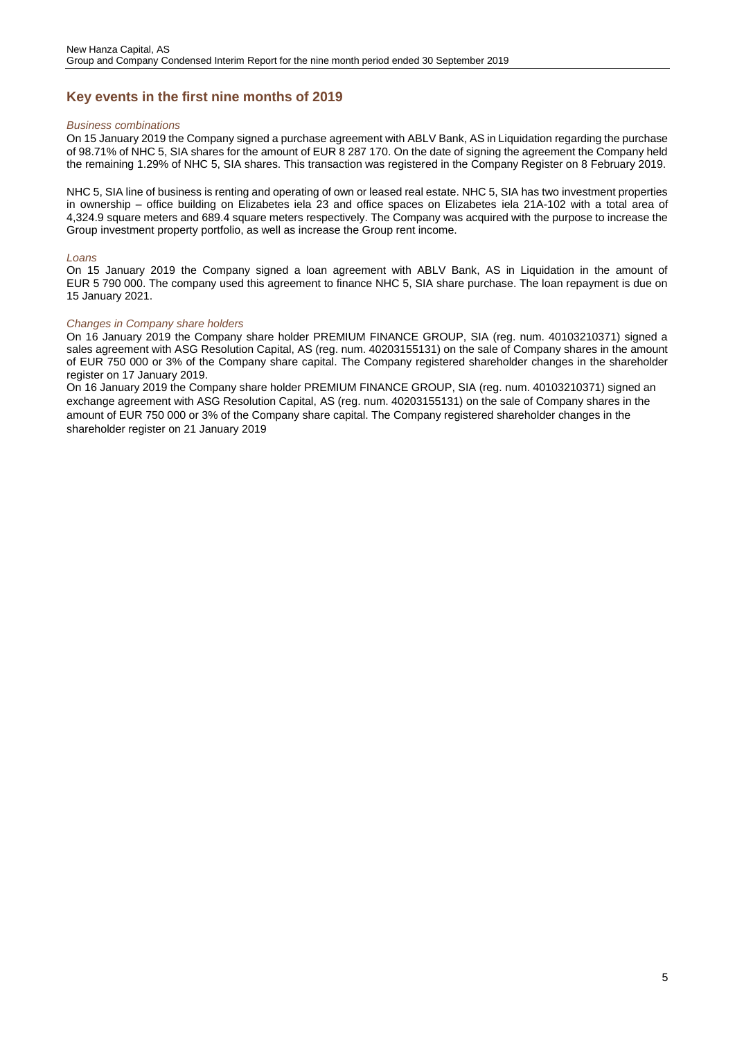## Key events in the first nine months of 2019

*Business combinations*

On 15 January 2019 the Company signed a purchase agreement with ABLV Bank, AS in Liquidation regarding the purchase of 98.71% of NHC 5, SIA shares for the amount of EUR 8 287 170. On the date of signing the agreement the Company held the remaining 1.29% of NHC 5, SIA shares. This transaction was registered in the Company Register on 8 February 2019.

NHC 5, SIA line of business is renting and operating of own or leased real estate. NHC 5, SIA has two investment properties in ownership – office building on Elizabetes iela 23 and office spaces on Elizabetes iela 21A-102 with a total area of 4,324.9 square meters and 689.4 square meters respectively. The Company was acquired with the purpose to increase the Group investment property portfolio, as well as increase the Group rent income.

*Loans*

On 15 January 2019 the Company signed a loan agreement with ABLV Bank, AS in Liquidation in the amount of EUR 5 790 000. The company used this agreement to finance NHC 5, SIA share purchase. The loan repayment is due on 15 January 2021.

*Changes in Company share holders*

On 16 January 2019 the Company share holder PREMIUM FINANCE GROUP, SIA (reg. num. 40103210371) signed a sales agreement with ASG Resolution Capital, AS (reg. num. 40203155131) on the sale of Company shares in the amount of EUR 750 000 or 3% of the Company share capital. The Company registered shareholder changes in the shareholder register on 17 January 2019.

On 16 January 2019 the Company share holder PREMIUM FINANCE GROUP, SIA (reg. num. 40103210371) signed an exchange agreement with ASG Resolution Capital, AS (reg. num. 40203155131) on the sale of Company shares in the amount of EUR 750 000 or 3% of the Company share capital. The Company registered shareholder changes in the shareholder register on 21 January 2019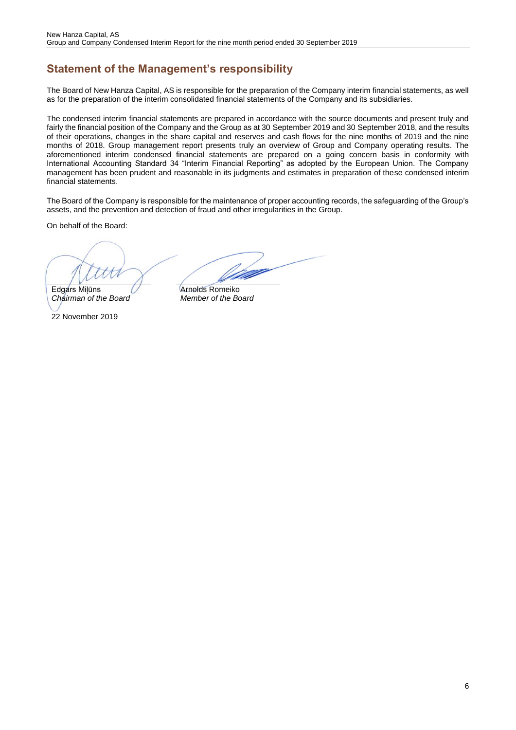## Statement of the Management's responsibility

The Board of New Hanza Capital, AS is responsible for the preparation of the Company interim financial statements, as well as for the preparation of the interim consolidated financial statements of the Company and its subsidiaries.

The condensed interim financial statements are prepared in accordance with the source documents and present truly and fairly the financial position of the Company and the Group as at 30 September 2019 and 30 September 2018, and the results of their operations, changes in the share capital and reserves and cash flows for the nine months of 2019 and the nine months of 2018. Group management report presents truly an overview of Group and Company operating results. The aforementioned interim condensed financial statements are prepared on a going concern basis in conformity with International Accounting Standard 34 "Interim Financial Reporting" as adopted by the European Union. The Company management has been prudent and reasonable in its judgments and estimates in preparation of these condensed interim financial statements.

The Board of the Company is responsible for the maintenance of proper accounting records, the safeguarding of the Group's assets, and the prevention and detection of fraud and other irregularities in the Group.

On behalf of the Board:

Edgars Miļūns
*Chairman of the Board*

Arnolds Romeiko
*Member of the Board*

22 November 2019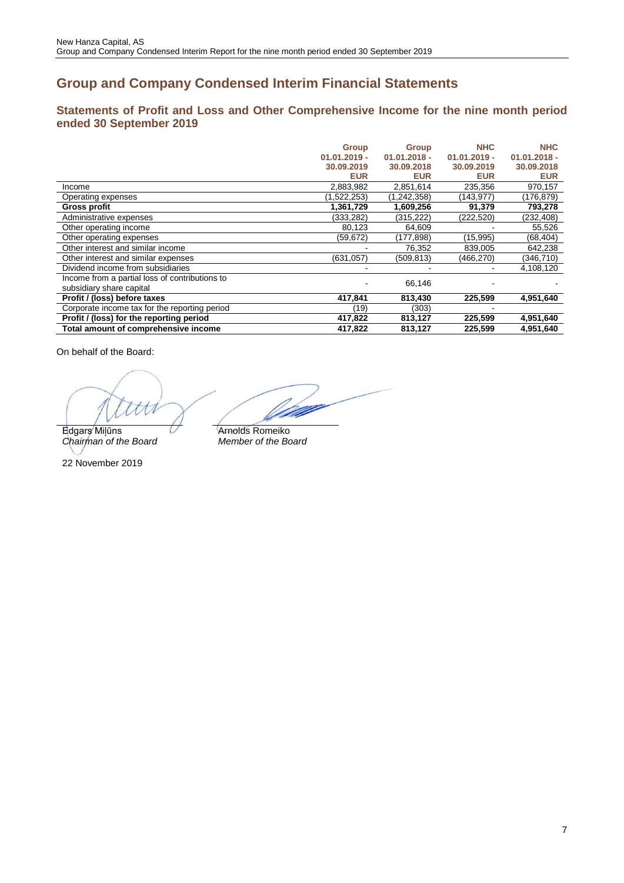# Group and Company Condensed Interim Financial Statements

## Statements of Profit and Loss and Other Comprehensive Income for the nine month period ended 30 September 2019

| | Group 01.01.2019 - 30.09.2019 EUR | Group 01.01.2018 - 30.09.2018 EUR | NHC 01.01.2019 - 30.09.2019 EUR | NHC 01.01.2018 - 30.09.2018 EUR |
|---|---|---|---|---|
| Income | 2,883,982 | 2,851,614 | 235,356 | 970,157 |
| Operating expenses | (1,522,253) | (1,242,358) | (143,977) | (176,879) |
| **Gross profit** | **1,361,729** | **1,609,256** | **91,379** | **793,278** |
| Administrative expenses | (333,282) | (315,222) | (222,520) | (232,408) |
| Other operating income | 80,123 | 64,609 | - | 55,526 |
| Other operating expenses | (59,672) | (177,898) | (15,995) | (68,404) |
| Other interest and similar income | - | 76,352 | 839,005 | 642,238 |
| Other interest and similar expenses | (631,057) | (509,813) | (466,270) | (346,710) |
| Dividend income from subsidiaries | - | - | - | 4,108,120 |
| Income from a partial loss of contributions to subsidiary share capital | - | 66,146 | - | - |
| **Profit / (loss) before taxes** | **417,841** | **813,430** | **225,599** | **4,951,640** |
| Corporate income tax for the reporting period | (19) | (303) | - | |
| **Profit / (loss) for the reporting period** | **417,822** | **813,127** | **225,599** | **4,951,640** |
| **Total amount of comprehensive income** | **417,822** | **813,127** | **225,599** | **4,951,640** |

On behalf of the Board:

Edgars Miļūns
*Chairman of the Board*

Arnolds Romeiko
*Member of the Board*

22 November 2019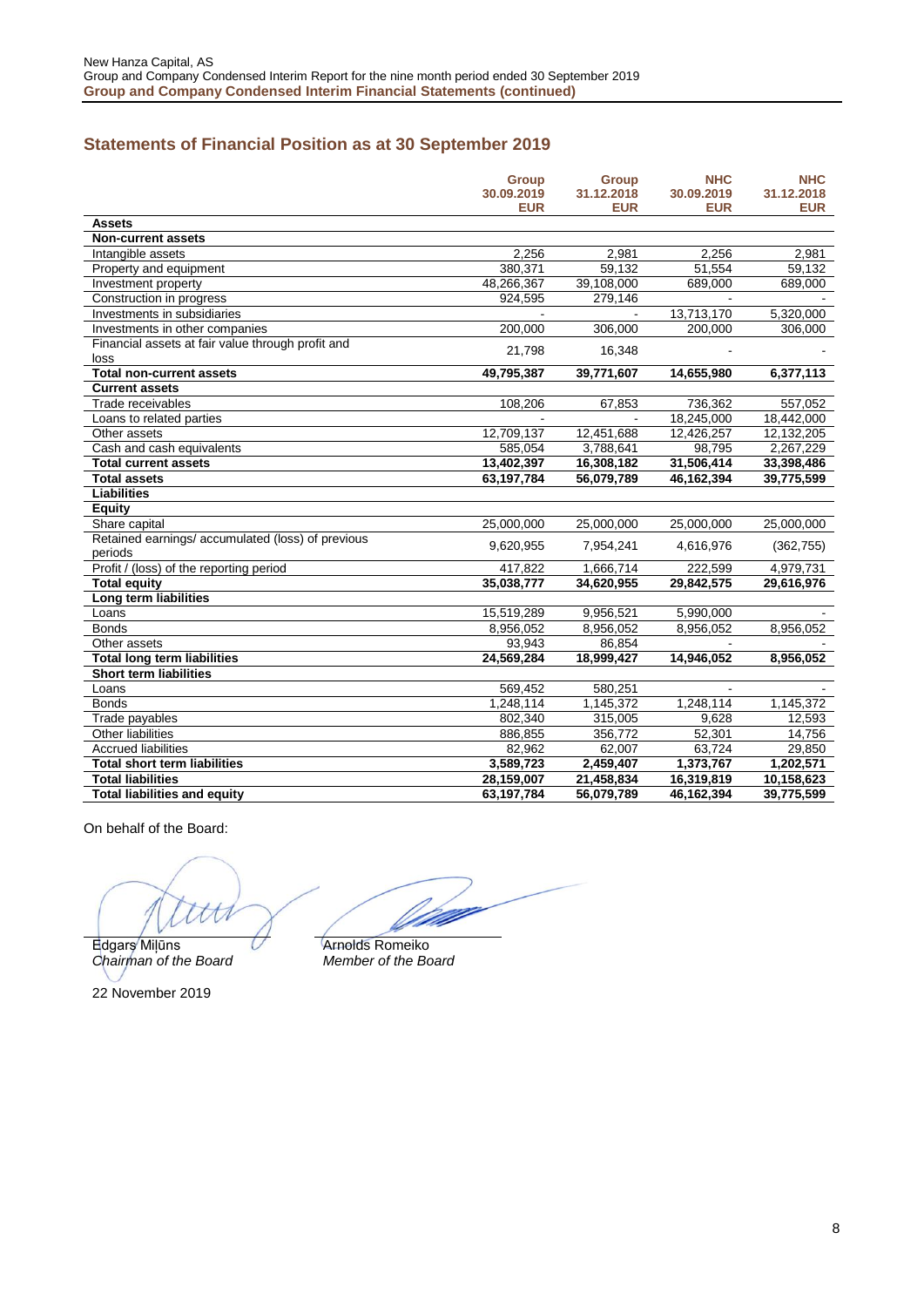## Statements of Financial Position as at 30 September 2019

| | Group 30.09.2019 EUR | Group 31.12.2018 EUR | NHC 30.09.2019 EUR | NHC 31.12.2018 EUR |
|---|---|---|---|---|
| **Assets** | | | | |
| **Non-current assets** | | | | |
| Intangible assets | 2,256 | 2,981 | 2,256 | 2,981 |
| Property and equipment | 380,371 | 59,132 | 51,554 | 59,132 |
| Investment property | 48,266,367 | 39,108,000 | 689,000 | 689,000 |
| Construction in progress | 924,595 | 279,146 | - | - |
| Investments in subsidiaries | - | - | 13,713,170 | 5,320,000 |
| Investments in other companies | 200,000 | 306,000 | 200,000 | 306,000 |
| Financial assets at fair value through profit and loss | 21,798 | 16,348 | - | - |
| **Total non-current assets** | **49,795,387** | **39,771,607** | **14,655,980** | **6,377,113** |
| **Current assets** | | | | |
| Trade receivables | 108,206 | 67,853 | 736,362 | 557,052 |
| Loans to related parties | - | - | 18,245,000 | 18,442,000 |
| Other assets | 12,709,137 | 12,451,688 | 12,426,257 | 12,132,205 |
| Cash and cash equivalents | 585,054 | 3,788,641 | 98,795 | 2,267,229 |
| **Total current assets** | **13,402,397** | **16,308,182** | **31,506,414** | **33,398,486** |
| **Total assets** | **63,197,784** | **56,079,789** | **46,162,394** | **39,775,599** |
| **Liabilities** | | | | |
| **Equity** | | | | |
| Share capital | 25,000,000 | 25,000,000 | 25,000,000 | 25,000,000 |
| Retained earnings/ accumulated (loss) of previous periods | 9,620,955 | 7,954,241 | 4,616,976 | (362,755) |
| Profit / (loss) of the reporting period | 417,822 | 1,666,714 | 222,599 | 4,979,731 |
| **Total equity** | **35,038,777** | **34,620,955** | **29,842,575** | **29,616,976** |
| **Long term liabilities** | | | | |
| Loans | 15,519,289 | 9,956,521 | 5,990,000 | - |
| Bonds | 8,956,052 | 8,956,052 | 8,956,052 | 8,956,052 |
| Other assets | 93,943 | 86,854 | - | - |
| **Total long term liabilities** | **24,569,284** | **18,999,427** | **14,946,052** | **8,956,052** |
| **Short term liabilities** | | | | |
| Loans | 569,452 | 580,251 | - | - |
| Bonds | 1,248,114 | 1,145,372 | 1,248,114 | 1,145,372 |
| Trade payables | 802,340 | 315,005 | 9,628 | 12,593 |
| Other liabilities | 886,855 | 356,772 | 52,301 | 14,756 |
| Accrued liabilities | 82,962 | 62,007 | 63,724 | 29,850 |
| **Total short term liabilities** | **3,589,723** | **2,459,407** | **1,373,767** | **1,202,571** |
| **Total liabilities** | **28,159,007** | **21,458,834** | **16,319,819** | **10,158,623** |
| **Total liabilities and equity** | **63,197,784** | **56,079,789** | **46,162,394** | **39,775,599** |

On behalf of the Board:

Edgars Miļūns
*Chairman of the Board*

Arnolds Romeiko
*Member of the Board*

22 November 2019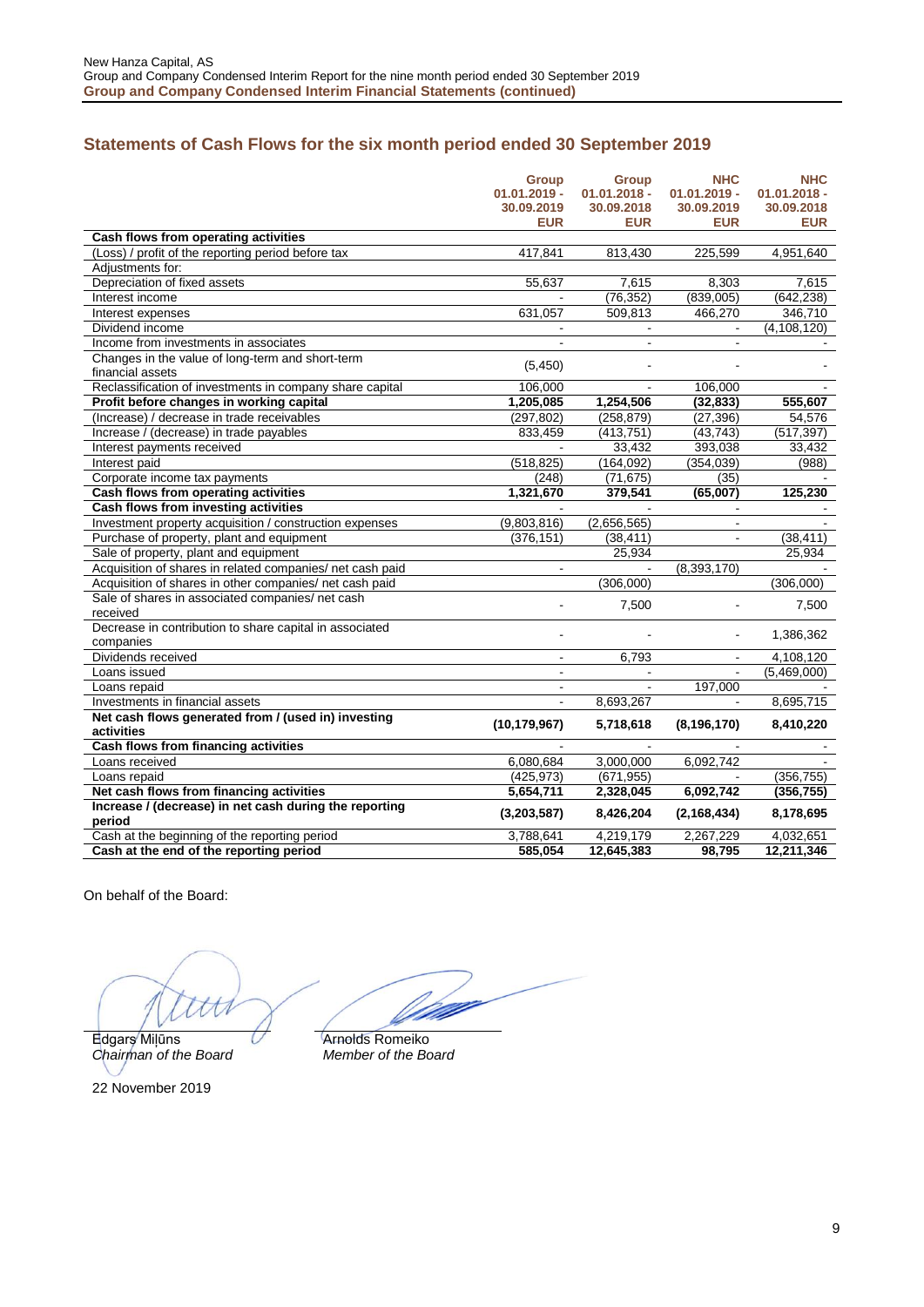New Hanza Capital, AS
Group and Company Condensed Interim Report for the nine month period ended 30 September 2019
**Group and Company Condensed Interim Financial Statements (continued)**

## Statements of Cash Flows for the six month period ended 30 September 2019

| | Group 01.01.2019 - 30.09.2019 EUR | Group 01.01.2018 - 30.09.2018 EUR | NHC 01.01.2019 - 30.09.2019 EUR | NHC 01.01.2018 - 30.09.2018 EUR |
|---|---|---|---|---|
| **Cash flows from operating activities** | | | | |
| (Loss) / profit of the reporting period before tax | 417,841 | 813,430 | 225,599 | 4,951,640 |
| Adjustments for: | | | | |
| Depreciation of fixed assets | 55,637 | 7,615 | 8,303 | 7,615 |
| Interest income | - | (76,352) | (839,005) | (642,238) |
| Interest expenses | 631,057 | 509,813 | 466,270 | 346,710 |
| Dividend income | - | - | - | (4,108,120) |
| Income from investments in associates | - | - | - | - |
| Changes in the value of long-term and short-term financial assets | (5,450) | - | - | - |
| Reclassification of investments in company share capital | 106,000 | - | 106,000 | - |
| **Profit before changes in working capital** | **1,205,085** | **1,254,506** | **(32,833)** | **555,607** |
| (Increase) / decrease in trade receivables | (297,802) | (258,879) | (27,396) | 54,576 |
| Increase / (decrease) in trade payables | 833,459 | (413,751) | (43,743) | (517,397) |
| Interest payments received | - | 33,432 | 393,038 | 33,432 |
| Interest paid | (518,825) | (164,092) | (354,039) | (988) |
| Corporate income tax payments | (248) | (71,675) | (35) | - |
| **Cash flows from operating activities** | **1,321,670** | **379,541** | **(65,007)** | **125,230** |
| **Cash flows from investing activities** | - | - | - | - |
| Investment property acquisition / construction expenses | (9,803,816) | (2,656,565) | - | - |
| Purchase of property, plant and equipment | (376,151) | (38,411) | - | (38,411) |
| Sale of property, plant and equipment | | 25,934 | | 25,934 |
| Acquisition of shares in related companies/ net cash paid | - | - | (8,393,170) | - |
| Acquisition of shares in other companies/ net cash paid | | (306,000) | | (306,000) |
| Sale of shares in associated companies/ net cash received | - | 7,500 | - | 7,500 |
| Decrease in contribution to share capital in associated companies | - | - | - | 1,386,362 |
| Dividends received | - | 6,793 | - | 4,108,120 |
| Loans issued | - | - | - | (5,469,000) |
| Loans repaid | - | - | 197,000 | - |
| Investments in financial assets | - | 8,693,267 | - | 8,695,715 |
| **Net cash flows generated from / (used in) investing activities** | **(10,179,967)** | **5,718,618** | **(8,196,170)** | **8,410,220** |
| **Cash flows from financing activities** | - | - | - | - |
| Loans received | 6,080,684 | 3,000,000 | 6,092,742 | - |
| Loans repaid | (425,973) | (671,955) | - | (356,755) |
| **Net cash flows from financing activities** | **5,654,711** | **2,328,045** | **6,092,742** | **(356,755)** |
| **Increase / (decrease) in net cash during the reporting period** | **(3,203,587)** | **8,426,204** | **(2,168,434)** | **8,178,695** |
| Cash at the beginning of the reporting period | 3,788,641 | 4,219,179 | 2,267,229 | 4,032,651 |
| **Cash at the end of the reporting period** | **585,054** | **12,645,383** | **98,795** | **12,211,346** |

On behalf of the Board:

Edgars Miļūns
*Chairman of the Board*

Arnolds Romeiko
*Member of the Board*

22 November 2019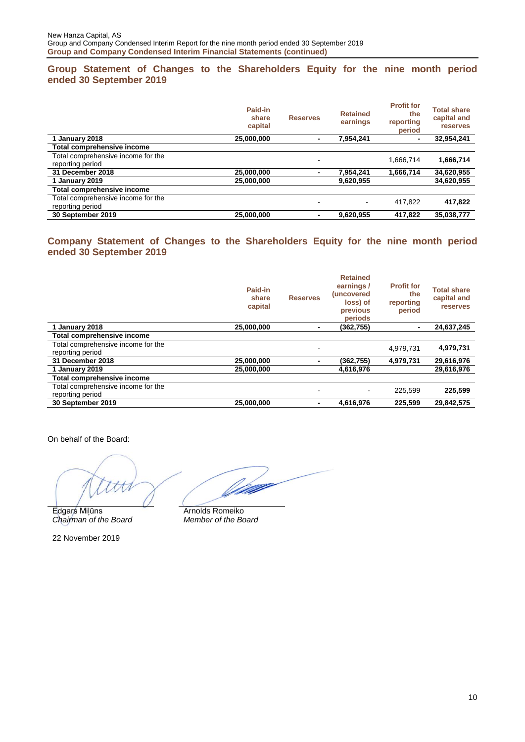## Group Statement of Changes to the Shareholders Equity for the nine month period ended 30 September 2019

| | Paid-in share capital | Reserves | Retained earnings | Profit for the reporting period | Total share capital and reserves |
|---|---|---|---|---|---|
| **1 January 2018** | **25,000,000** | **-** | **7,954,241** | **-** | **32,954,241** |
| **Total comprehensive income** | | | | | |
| Total comprehensive income for the reporting period | | - | | 1,666,714 | **1,666,714** |
| **31 December 2018** | **25,000,000** | **-** | **7,954,241** | **1,666,714** | **34,620,955** |
| **1 January 2019** | **25,000,000** | | **9,620,955** | | **34,620,955** |
| **Total comprehensive income** | | | | | |
| Total comprehensive income for the reporting period | | - | - | 417,822 | **417,822** |
| **30 September 2019** | **25,000,000** | **-** | **9,620,955** | **417,822** | **35,038,777** |

## Company Statement of Changes to the Shareholders Equity for the nine month period ended 30 September 2019

| | Paid-in share capital | Reserves | Retained earnings / (uncovered loss) of previous periods | Profit for the reporting period | Total share capital and reserves |
|---|---|---|---|---|---|
| **1 January 2018** | **25,000,000** | **-** | **(362,755)** | **-** | **24,637,245** |
| **Total comprehensive income** | | | | | |
| Total comprehensive income for the reporting period | | - | | 4,979,731 | **4,979,731** |
| **31 December 2018** | **25,000,000** | **-** | **(362,755)** | **4,979,731** | **29,616,976** |
| **1 January 2019** | **25,000,000** | | **4,616,976** | | **29,616,976** |
| **Total comprehensive income** | | | | | |
| Total comprehensive income for the reporting period | | - | - | 225,599 | **225,599** |
| **30 September 2019** | **25,000,000** | **-** | **4,616,976** | **225,599** | **29,842,575** |

On behalf of the Board:

Edgars Miļūns
*Chairman of the Board*

Arnolds Romeiko
*Member of the Board*

22 November 2019